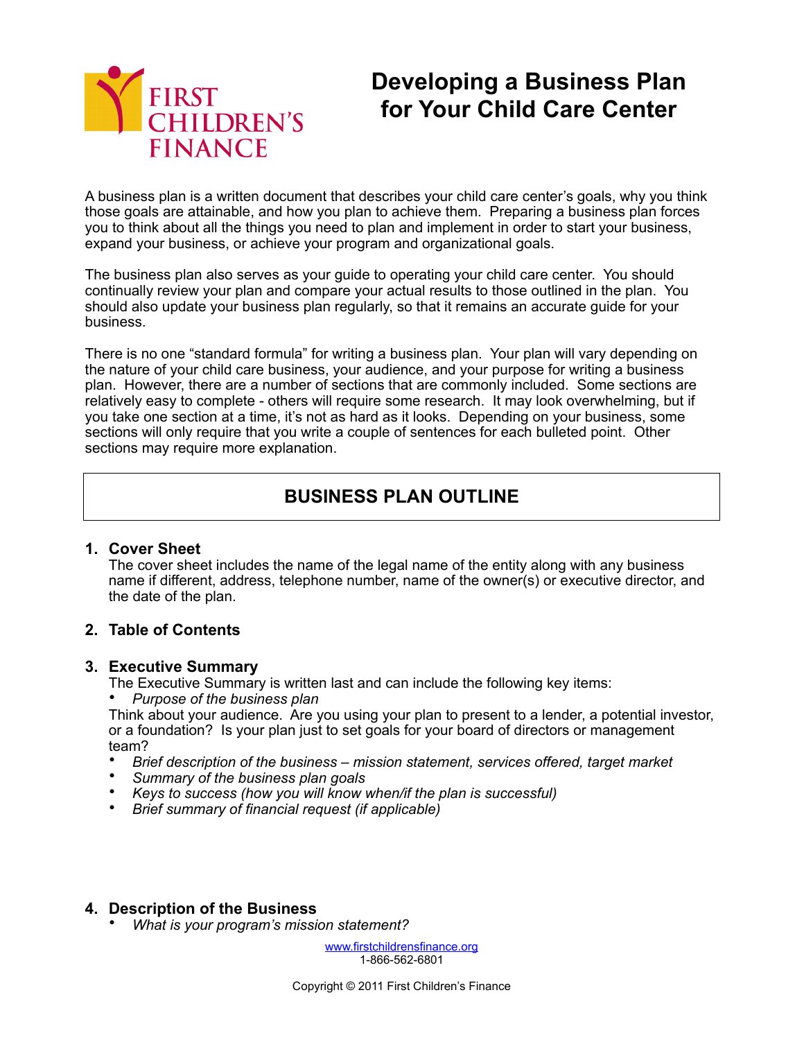FIRST CHILDREN'S FINANCE

# Developing a Business Plan for Your Child Care Center

A business plan is a written document that describes your child care center's goals, why you think those goals are attainable, and how you plan to achieve them. Preparing a business plan forces you to think about all the things you need to plan and implement in order to start your business, expand your business, or achieve your program and organizational goals.

The business plan also serves as your guide to operating your child care center. You should continually review your plan and compare your actual results to those outlined in the plan. You should also update your business plan regularly, so that it remains an accurate guide for your business.

There is no one "standard formula" for writing a business plan. Your plan will vary depending on the nature of your child care business, your audience, and your purpose for writing a business plan. However, there are a number of sections that are commonly included. Some sections are relatively easy to complete - others will require some research. It may look overwhelming, but if you take one section at a time, it's not as hard as it looks. Depending on your business, some sections will only require that you write a couple of sentences for each bulleted point. Other sections may require more explanation.

## BUSINESS PLAN OUTLINE

### 1. Cover Sheet

The cover sheet includes the name of the legal name of the entity along with any business name if different, address, telephone number, name of the owner(s) or executive director, and the date of the plan.

### 2. Table of Contents

### 3. Executive Summary

The Executive Summary is written last and can include the following key items:

- *Purpose of the business plan*

Think about your audience. Are you using your plan to present to a lender, a potential investor, or a foundation? Is your plan just to set goals for your board of directors or management team?

- *Brief description of the business – mission statement, services offered, target market*
- *Summary of the business plan goals*
- *Keys to success (how you will know when/if the plan is successful)*
- *Brief summary of financial request (if applicable)*

### 4. Description of the Business

- *What is your program's mission statement?*

www.firstchildrensfinance.org
1-866-562-6801

Copyright © 2011 First Children's Finance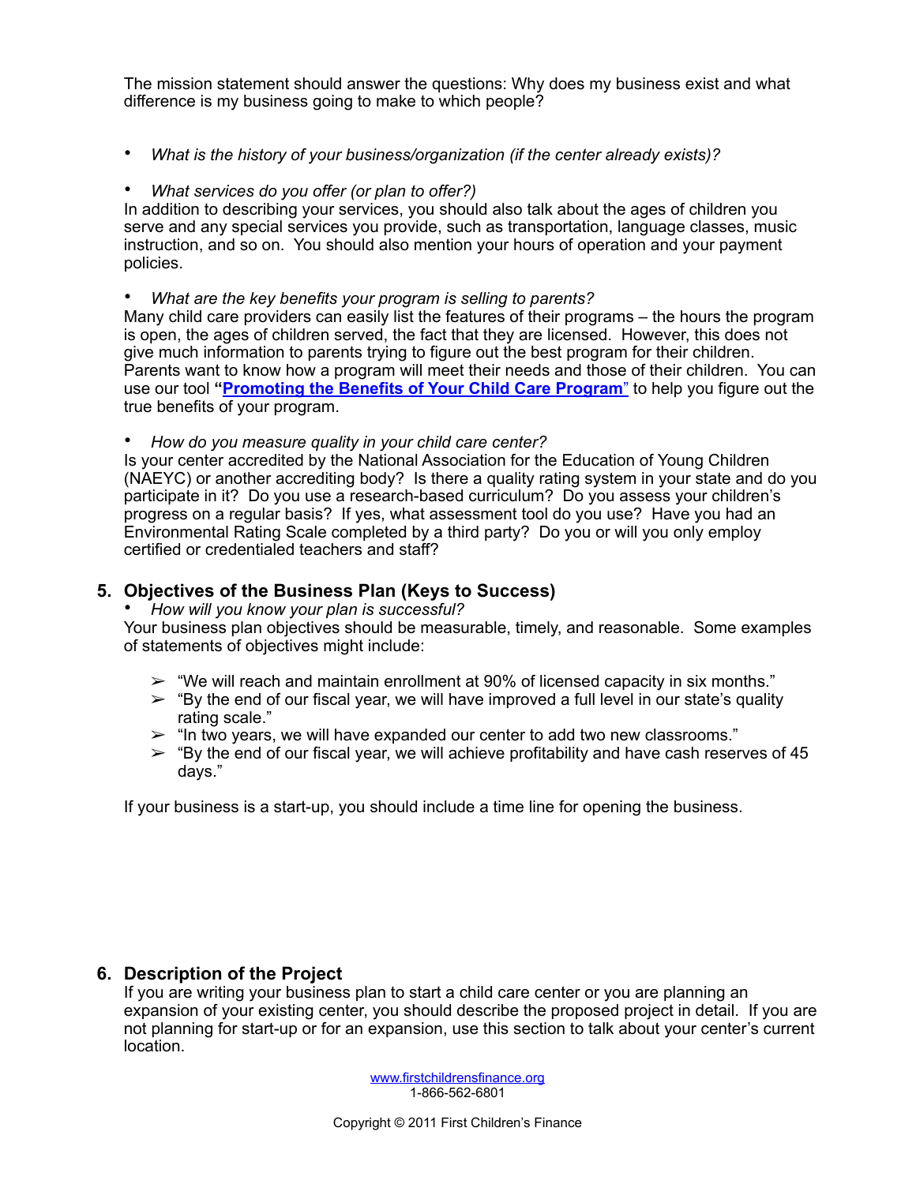The mission statement should answer the questions: Why does my business exist and what difference is my business going to make to which people?

- *What is the history of your business/organization (if the center already exists)?*

- *What services do you offer (or plan to offer?)*

In addition to describing your services, you should also talk about the ages of children you serve and any special services you provide, such as transportation, language classes, music instruction, and so on. You should also mention your hours of operation and your payment policies.

- *What are the key benefits your program is selling to parents?*

Many child care providers can easily list the features of their programs – the hours the program is open, the ages of children served, the fact that they are licensed. However, this does not give much information to parents trying to figure out the best program for their children. Parents want to know how a program will meet their needs and those of their children. You can use our tool **"Promoting the Benefits of Your Child Care Program"** to help you figure out the true benefits of your program.

- *How do you measure quality in your child care center?*

Is your center accredited by the National Association for the Education of Young Children (NAEYC) or another accrediting body? Is there a quality rating system in your state and do you participate in it? Do you use a research-based curriculum? Do you assess your children's progress on a regular basis? If yes, what assessment tool do you use? Have you had an Environmental Rating Scale completed by a third party? Do you or will you only employ certified or credentialed teachers and staff?

## 5. Objectives of the Business Plan (Keys to Success)

- *How will you know your plan is successful?*

Your business plan objectives should be measurable, timely, and reasonable. Some examples of statements of objectives might include:

- "We will reach and maintain enrollment at 90% of licensed capacity in six months."
- "By the end of our fiscal year, we will have improved a full level in our state's quality rating scale."
- "In two years, we will have expanded our center to add two new classrooms."
- "By the end of our fiscal year, we will achieve profitability and have cash reserves of 45 days."

If your business is a start-up, you should include a time line for opening the business.

## 6. Description of the Project

If you are writing your business plan to start a child care center or you are planning an expansion of your existing center, you should describe the proposed project in detail. If you are not planning for start-up or for an expansion, use this section to talk about your center's current location.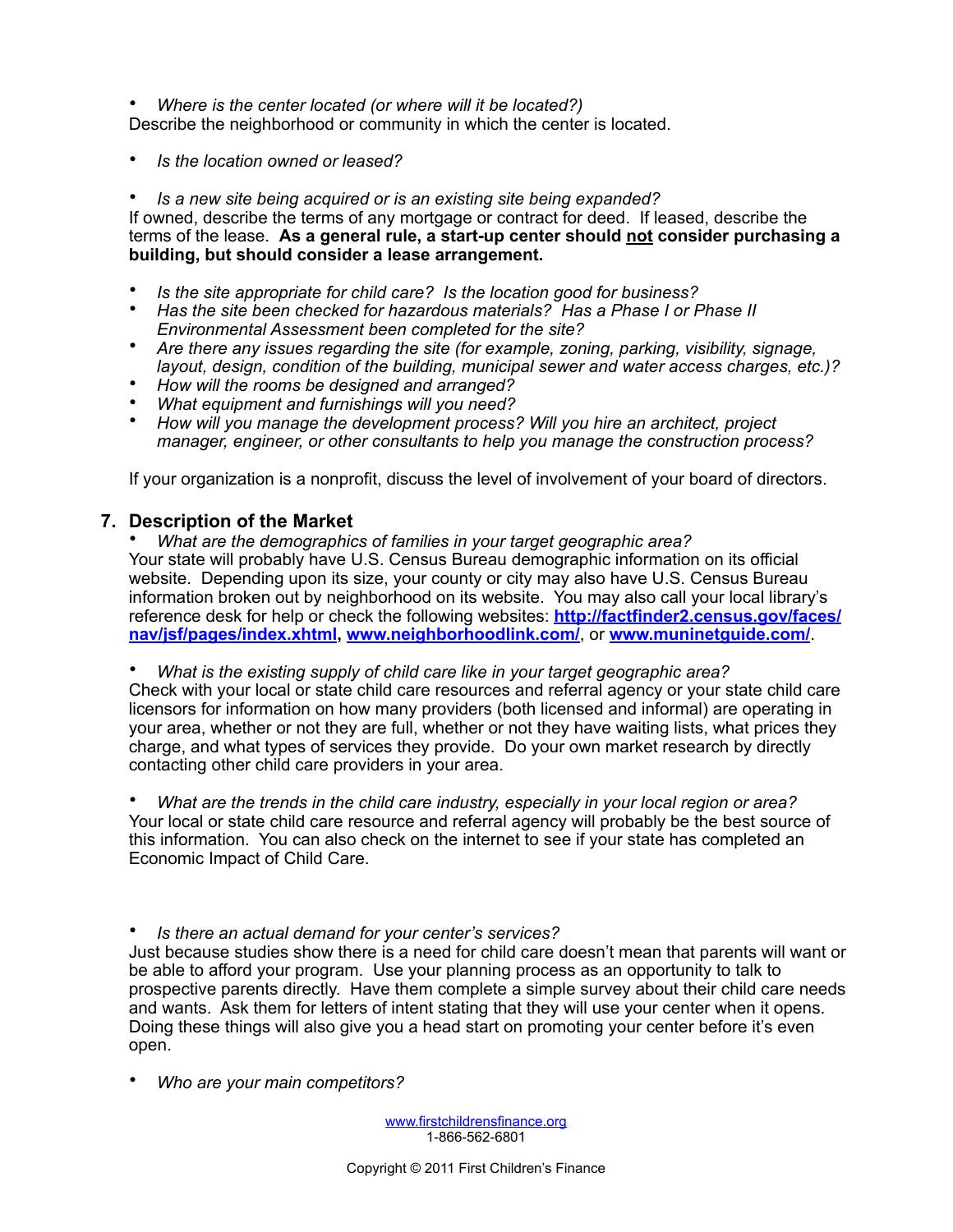- *Where is the center located (or where will it be located?)*

Describe the neighborhood or community in which the center is located.

- *Is the location owned or leased?*

- *Is a new site being acquired or is an existing site being expanded?*

If owned, describe the terms of any mortgage or contract for deed. If leased, describe the terms of the lease. **As a general rule, a start-up center should <u>not</u> consider purchasing a building, but should consider a lease arrangement.**

- *Is the site appropriate for child care? Is the location good for business?*
- *Has the site been checked for hazardous materials? Has a Phase I or Phase II Environmental Assessment been completed for the site?*
- *Are there any issues regarding the site (for example, zoning, parking, visibility, signage, layout, design, condition of the building, municipal sewer and water access charges, etc.)?*
- *How will the rooms be designed and arranged?*
- *What equipment and furnishings will you need?*
- *How will you manage the development process? Will you hire an architect, project manager, engineer, or other consultants to help you manage the construction process?*

If your organization is a nonprofit, discuss the level of involvement of your board of directors.

## 7. Description of the Market

- *What are the demographics of families in your target geographic area?*

Your state will probably have U.S. Census Bureau demographic information on its official website. Depending upon its size, your county or city may also have U.S. Census Bureau information broken out by neighborhood on its website. You may also call your local library's reference desk for help or check the following websites: **[http://factfinder2.census.gov/faces/nav/jsf/pages/index.xhtml](http://factfinder2.census.gov/faces/nav/jsf/pages/index.xhtml)**, **[www.neighborhoodlink.com/](http://www.neighborhoodlink.com/)**, or **[www.muninetguide.com/](http://www.muninetguide.com/)**.

- *What is the existing supply of child care like in your target geographic area?*

Check with your local or state child care resources and referral agency or your state child care licensors for information on how many providers (both licensed and informal) are operating in your area, whether or not they are full, whether or not they have waiting lists, what prices they charge, and what types of services they provide. Do your own market research by directly contacting other child care providers in your area.

- *What are the trends in the child care industry, especially in your local region or area?*

Your local or state child care resource and referral agency will probably be the best source of this information. You can also check on the internet to see if your state has completed an Economic Impact of Child Care.

- *Is there an actual demand for your center's services?*

Just because studies show there is a need for child care doesn't mean that parents will want or be able to afford your program. Use your planning process as an opportunity to talk to prospective parents directly. Have them complete a simple survey about their child care needs and wants. Ask them for letters of intent stating that they will use your center when it opens. Doing these things will also give you a head start on promoting your center before it's even open.

- *Who are your main competitors?*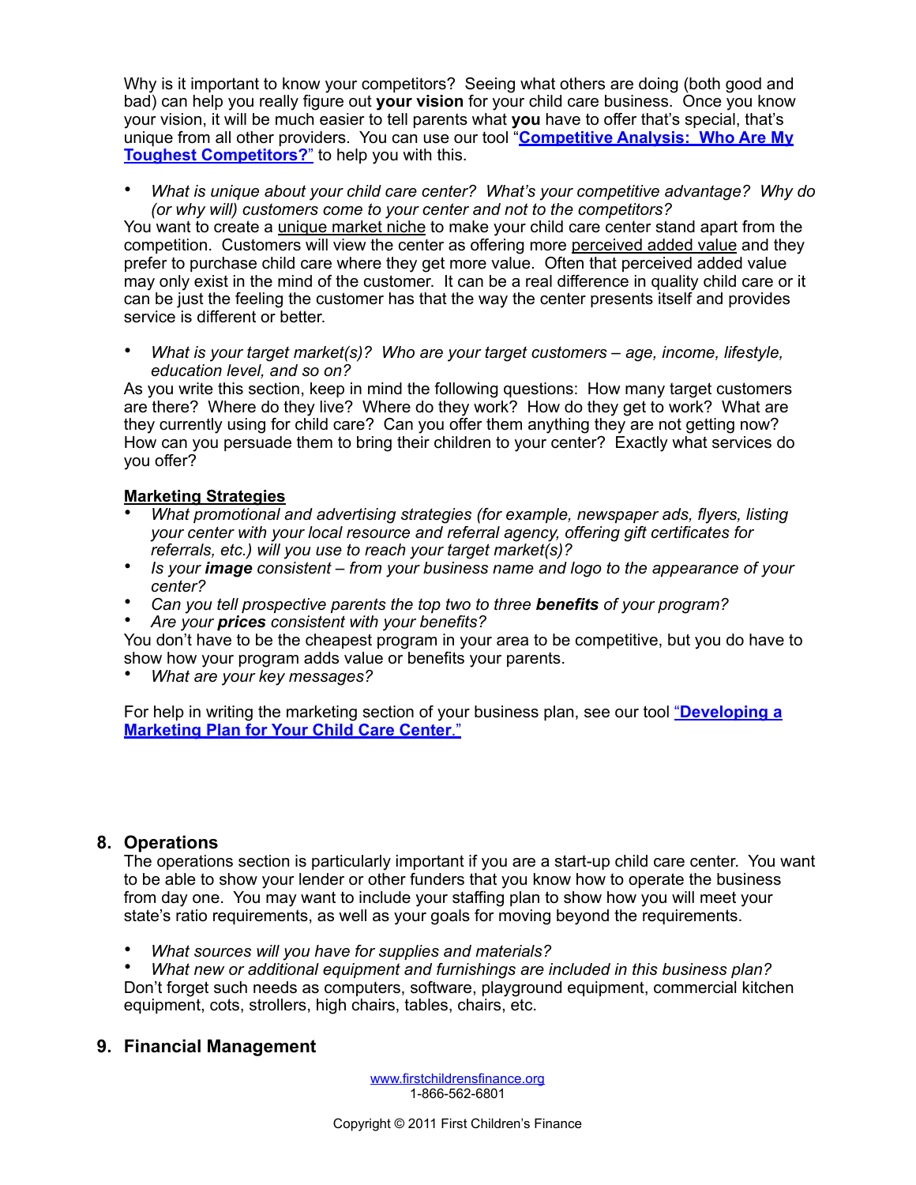Why is it important to know your competitors? Seeing what others are doing (both good and bad) can help you really figure out **your vision** for your child care business. Once you know your vision, it will be much easier to tell parents what **you** have to offer that's special, that's unique from all other providers. You can use our tool "**Competitive Analysis: Who Are My Toughest Competitors?**" to help you with this.

- *What is unique about your child care center? What's your competitive advantage? Why do (or why will) customers come to your center and not to the competitors?*

You want to create a unique market niche to make your child care center stand apart from the competition. Customers will view the center as offering more perceived added value and they prefer to purchase child care where they get more value. Often that perceived added value may only exist in the mind of the customer. It can be a real difference in quality child care or it can be just the feeling the customer has that the way the center presents itself and provides service is different or better.

- *What is your target market(s)? Who are your target customers – age, income, lifestyle, education level, and so on?*

As you write this section, keep in mind the following questions: How many target customers are there? Where do they live? Where do they work? How do they get to work? What are they currently using for child care? Can you offer them anything they are not getting now? How can you persuade them to bring their children to your center? Exactly what services do you offer?

**Marketing Strategies**

- *What promotional and advertising strategies (for example, newspaper ads, flyers, listing your center with your local resource and referral agency, offering gift certificates for referrals, etc.) will you use to reach your target market(s)?*
- *Is your **image** consistent – from your business name and logo to the appearance of your center?*
- *Can you tell prospective parents the top two to three **benefits** of your program?*
- *Are your **prices** consistent with your benefits?*

You don't have to be the cheapest program in your area to be competitive, but you do have to show how your program adds value or benefits your parents.

- *What are your key messages?*

For help in writing the marketing section of your business plan, see our tool "**Developing a Marketing Plan for Your Child Care Center**."

## 8. Operations

The operations section is particularly important if you are a start-up child care center. You want to be able to show your lender or other funders that you know how to operate the business from day one. You may want to include your staffing plan to show how you will meet your state's ratio requirements, as well as your goals for moving beyond the requirements.

- *What sources will you have for supplies and materials?*
- *What new or additional equipment and furnishings are included in this business plan?*

Don't forget such needs as computers, software, playground equipment, commercial kitchen equipment, cots, strollers, high chairs, tables, chairs, etc.

## 9. Financial Management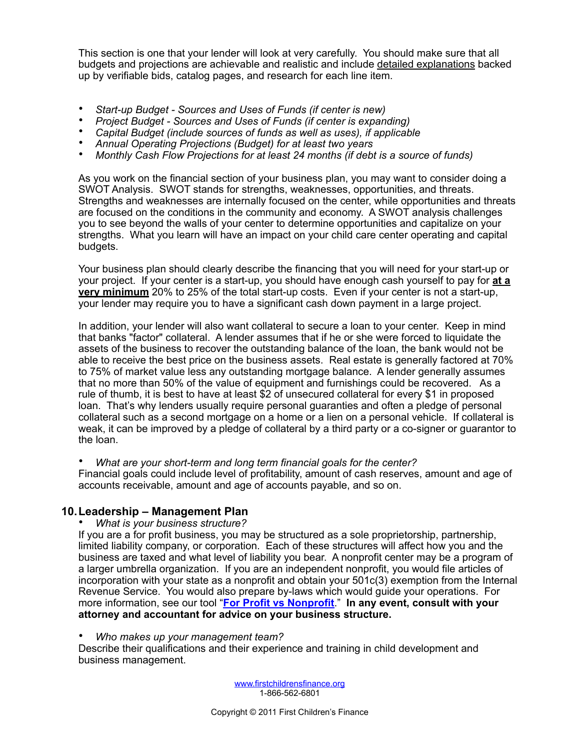This section is one that your lender will look at very carefully. You should make sure that all budgets and projections are achievable and realistic and include detailed explanations backed up by verifiable bids, catalog pages, and research for each line item.

- *Start-up Budget - Sources and Uses of Funds (if center is new)*
- *Project Budget - Sources and Uses of Funds (if center is expanding)*
- *Capital Budget (include sources of funds as well as uses), if applicable*
- *Annual Operating Projections (Budget) for at least two years*
- *Monthly Cash Flow Projections for at least 24 months (if debt is a source of funds)*

As you work on the financial section of your business plan, you may want to consider doing a SWOT Analysis. SWOT stands for strengths, weaknesses, opportunities, and threats. Strengths and weaknesses are internally focused on the center, while opportunities and threats are focused on the conditions in the community and economy. A SWOT analysis challenges you to see beyond the walls of your center to determine opportunities and capitalize on your strengths. What you learn will have an impact on your child care center operating and capital budgets.

Your business plan should clearly describe the financing that you will need for your start-up or your project. If your center is a start-up, you should have enough cash yourself to pay for **at a very minimum** 20% to 25% of the total start-up costs. Even if your center is not a start-up, your lender may require you to have a significant cash down payment in a large project.

In addition, your lender will also want collateral to secure a loan to your center. Keep in mind that banks "factor" collateral. A lender assumes that if he or she were forced to liquidate the assets of the business to recover the outstanding balance of the loan, the bank would not be able to receive the best price on the business assets. Real estate is generally factored at 70% to 75% of market value less any outstanding mortgage balance. A lender generally assumes that no more than 50% of the value of equipment and furnishings could be recovered. As a rule of thumb, it is best to have at least $2 of unsecured collateral for every $1 in proposed loan. That's why lenders usually require personal guaranties and often a pledge of personal collateral such as a second mortgage on a home or a lien on a personal vehicle. If collateral is weak, it can be improved by a pledge of collateral by a third party or a co-signer or guarantor to the loan.

- *What are your short-term and long term financial goals for the center?*

Financial goals could include level of profitability, amount of cash reserves, amount and age of accounts receivable, amount and age of accounts payable, and so on.

## 10. Leadership – Management Plan

- *What is your business structure?*

If you are a for profit business, you may be structured as a sole proprietorship, partnership, limited liability company, or corporation. Each of these structures will affect how you and the business are taxed and what level of liability you bear. A nonprofit center may be a program of a larger umbrella organization. If you are an independent nonprofit, you would file articles of incorporation with your state as a nonprofit and obtain your 501c(3) exemption from the Internal Revenue Service. You would also prepare by-laws which would guide your operations. For more information, see our tool "**For Profit vs Nonprofit**." **In any event, consult with your attorney and accountant for advice on your business structure.**

- *Who makes up your management team?*

Describe their qualifications and their experience and training in child development and business management.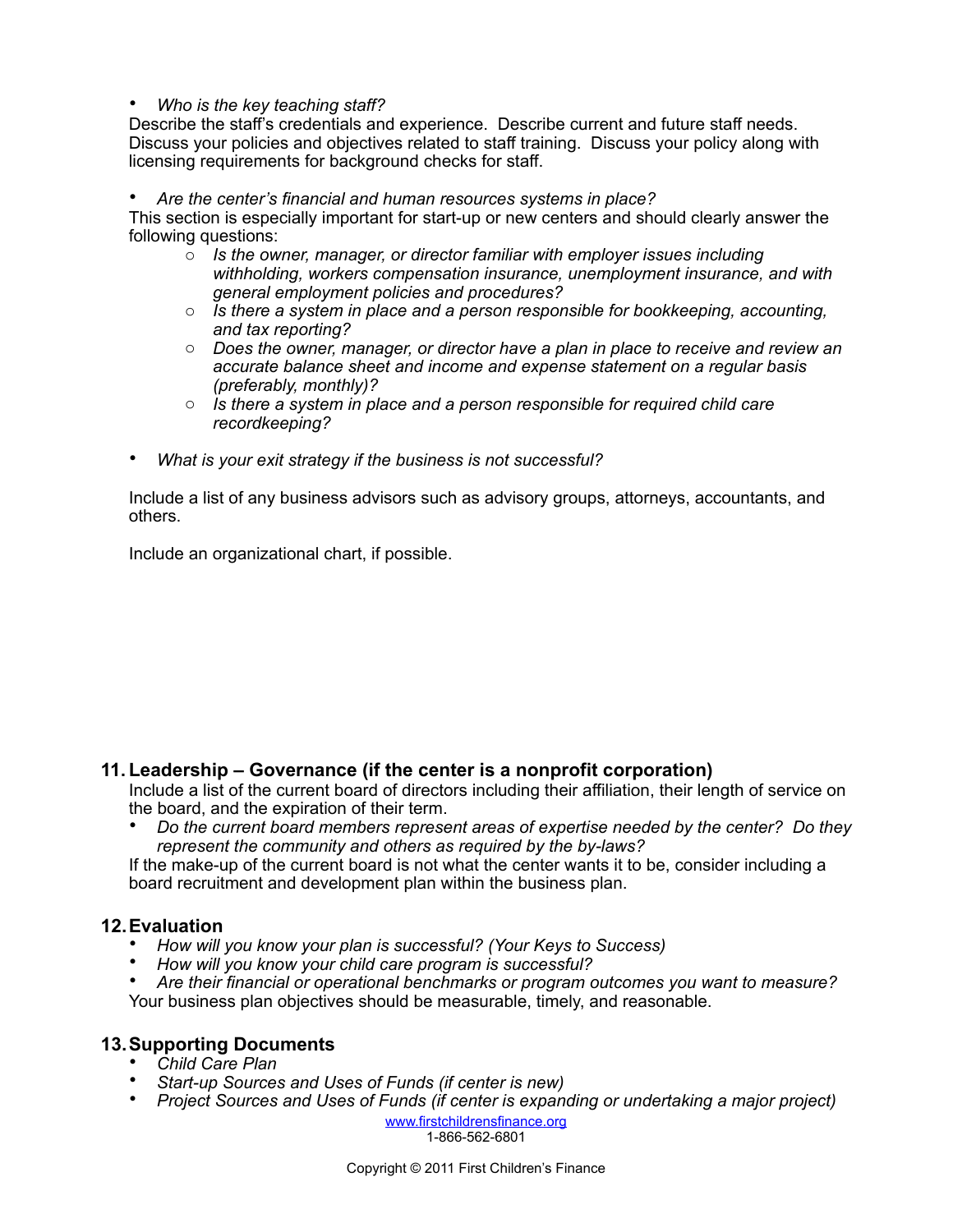- *Who is the key teaching staff?*

Describe the staff's credentials and experience. Describe current and future staff needs. Discuss your policies and objectives related to staff training. Discuss your policy along with licensing requirements for background checks for staff.

- *Are the center's financial and human resources systems in place?*

This section is especially important for start-up or new centers and should clearly answer the following questions:

  - *Is the owner, manager, or director familiar with employer issues including withholding, workers compensation insurance, unemployment insurance, and with general employment policies and procedures?*
  - *Is there a system in place and a person responsible for bookkeeping, accounting, and tax reporting?*
  - *Does the owner, manager, or director have a plan in place to receive and review an accurate balance sheet and income and expense statement on a regular basis (preferably, monthly)?*
  - *Is there a system in place and a person responsible for required child care recordkeeping?*

- *What is your exit strategy if the business is not successful?*

Include a list of any business advisors such as advisory groups, attorneys, accountants, and others.

Include an organizational chart, if possible.

## 11. Leadership – Governance (if the center is a nonprofit corporation)

Include a list of the current board of directors including their affiliation, their length of service on the board, and the expiration of their term.

- *Do the current board members represent areas of expertise needed by the center? Do they represent the community and others as required by the by-laws?*

If the make-up of the current board is not what the center wants it to be, consider including a board recruitment and development plan within the business plan.

## 12. Evaluation

- *How will you know your plan is successful? (Your Keys to Success)*
- *How will you know your child care program is successful?*
- *Are their financial or operational benchmarks or program outcomes you want to measure?*

Your business plan objectives should be measurable, timely, and reasonable.

## 13. Supporting Documents

- *Child Care Plan*
- *Start-up Sources and Uses of Funds (if center is new)*
- *Project Sources and Uses of Funds (if center is expanding or undertaking a major project)*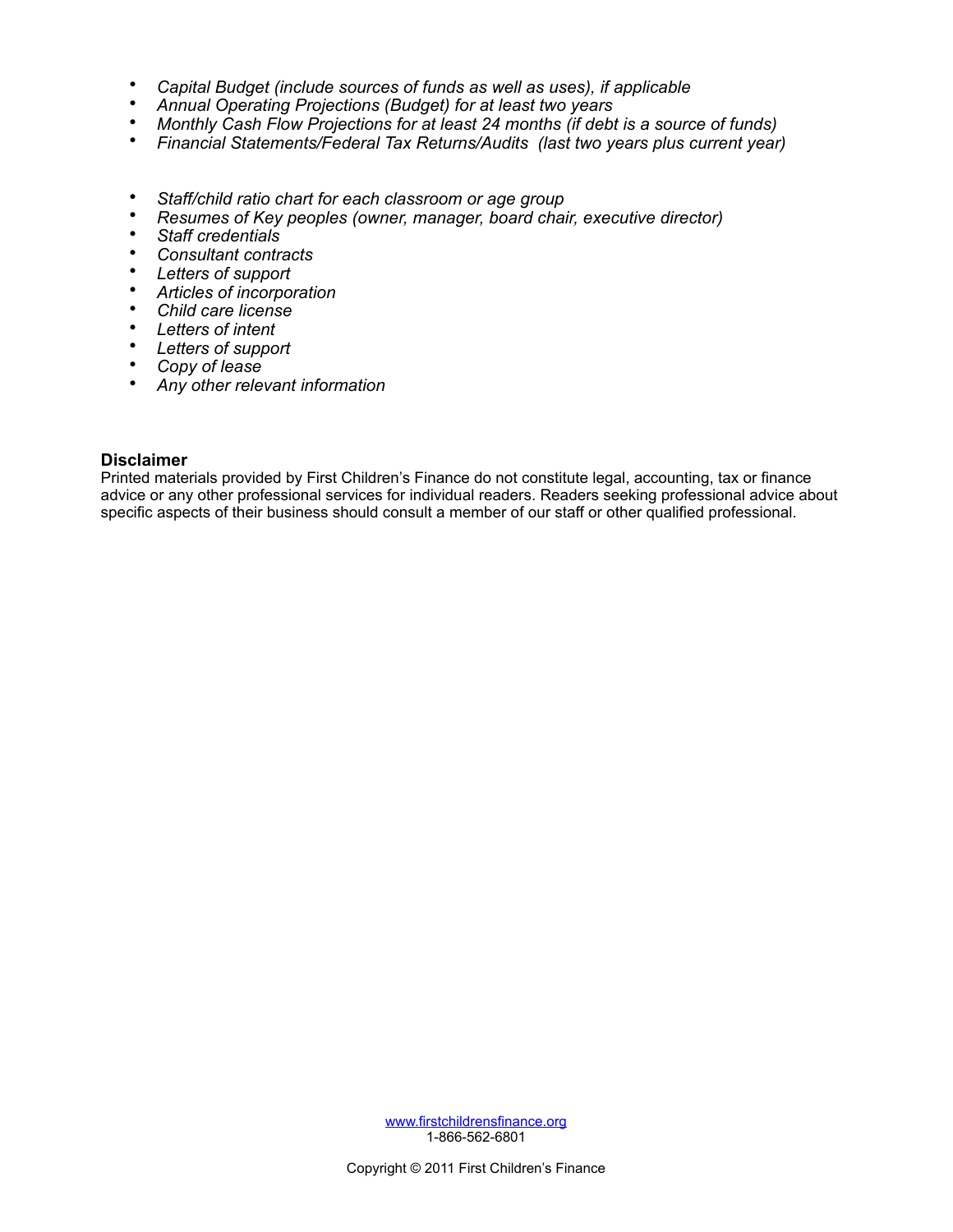- *Capital Budget (include sources of funds as well as uses), if applicable*
- *Annual Operating Projections (Budget) for at least two years*
- *Monthly Cash Flow Projections for at least 24 months (if debt is a source of funds)*
- *Financial Statements/Federal Tax Returns/Audits (last two years plus current year)*

- *Staff/child ratio chart for each classroom or age group*
- *Resumes of Key peoples (owner, manager, board chair, executive director)*
- *Staff credentials*
- *Consultant contracts*
- *Letters of support*
- *Articles of incorporation*
- *Child care license*
- *Letters of intent*
- *Letters of support*
- *Copy of lease*
- *Any other relevant information*

**Disclaimer**
Printed materials provided by First Children's Finance do not constitute legal, accounting, tax or finance advice or any other professional services for individual readers. Readers seeking professional advice about specific aspects of their business should consult a member of our staff or other qualified professional.

www.firstchildrensfinance.org
1-866-562-6801

Copyright © 2011 First Children's Finance